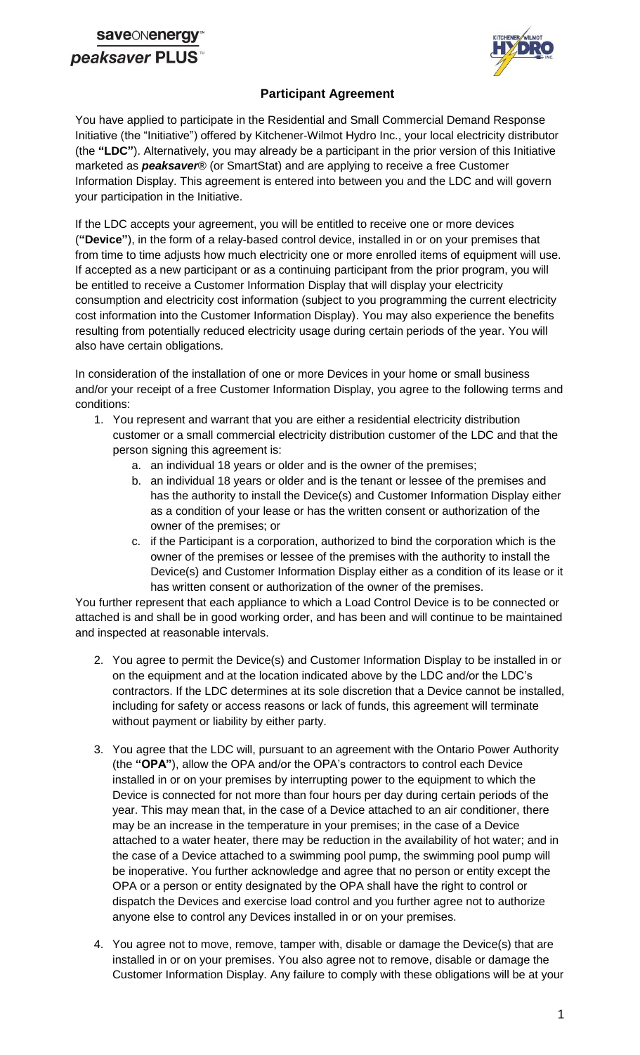saveONenergy
*peaksaver* PLUS

# Participant Agreement

You have applied to participate in the Residential and Small Commercial Demand Response Initiative (the "Initiative") offered by Kitchener-Wilmot Hydro Inc., your local electricity distributor (the **"LDC"**). Alternatively, you may already be a participant in the prior version of this Initiative marketed as ***peaksaver***® (or SmartStat) and are applying to receive a free Customer Information Display. This agreement is entered into between you and the LDC and will govern your participation in the Initiative.

If the LDC accepts your agreement, you will be entitled to receive one or more devices (**"Device"**), in the form of a relay-based control device, installed in or on your premises that from time to time adjusts how much electricity one or more enrolled items of equipment will use. If accepted as a new participant or as a continuing participant from the prior program, you will be entitled to receive a Customer Information Display that will display your electricity consumption and electricity cost information (subject to you programming the current electricity cost information into the Customer Information Display). You may also experience the benefits resulting from potentially reduced electricity usage during certain periods of the year. You will also have certain obligations.

In consideration of the installation of one or more Devices in your home or small business and/or your receipt of a free Customer Information Display, you agree to the following terms and conditions:

1. You represent and warrant that you are either a residential electricity distribution customer or a small commercial electricity distribution customer of the LDC and that the person signing this agreement is:
    a. an individual 18 years or older and is the owner of the premises;
    b. an individual 18 years or older and is the tenant or lessee of the premises and has the authority to install the Device(s) and Customer Information Display either as a condition of your lease or has the written consent or authorization of the owner of the premises; or
    c. if the Participant is a corporation, authorized to bind the corporation which is the owner of the premises or lessee of the premises with the authority to install the Device(s) and Customer Information Display either as a condition of its lease or it has written consent or authorization of the owner of the premises.

You further represent that each appliance to which a Load Control Device is to be connected or attached is and shall be in good working order, and has been and will continue to be maintained and inspected at reasonable intervals.

2. You agree to permit the Device(s) and Customer Information Display to be installed in or on the equipment and at the location indicated above by the LDC and/or the LDC's contractors. If the LDC determines at its sole discretion that a Device cannot be installed, including for safety or access reasons or lack of funds, this agreement will terminate without payment or liability by either party.

3. You agree that the LDC will, pursuant to an agreement with the Ontario Power Authority (the **"OPA"**), allow the OPA and/or the OPA's contractors to control each Device installed in or on your premises by interrupting power to the equipment to which the Device is connected for not more than four hours per day during certain periods of the year. This may mean that, in the case of a Device attached to an air conditioner, there may be an increase in the temperature in your premises; in the case of a Device attached to a water heater, there may be reduction in the availability of hot water; and in the case of a Device attached to a swimming pool pump, the swimming pool pump will be inoperative. You further acknowledge and agree that no person or entity except the OPA or a person or entity designated by the OPA shall have the right to control or dispatch the Devices and exercise load control and you further agree not to authorize anyone else to control any Devices installed in or on your premises.

4. You agree not to move, remove, tamper with, disable or damage the Device(s) that are installed in or on your premises. You also agree not to remove, disable or damage the Customer Information Display. Any failure to comply with these obligations will be at your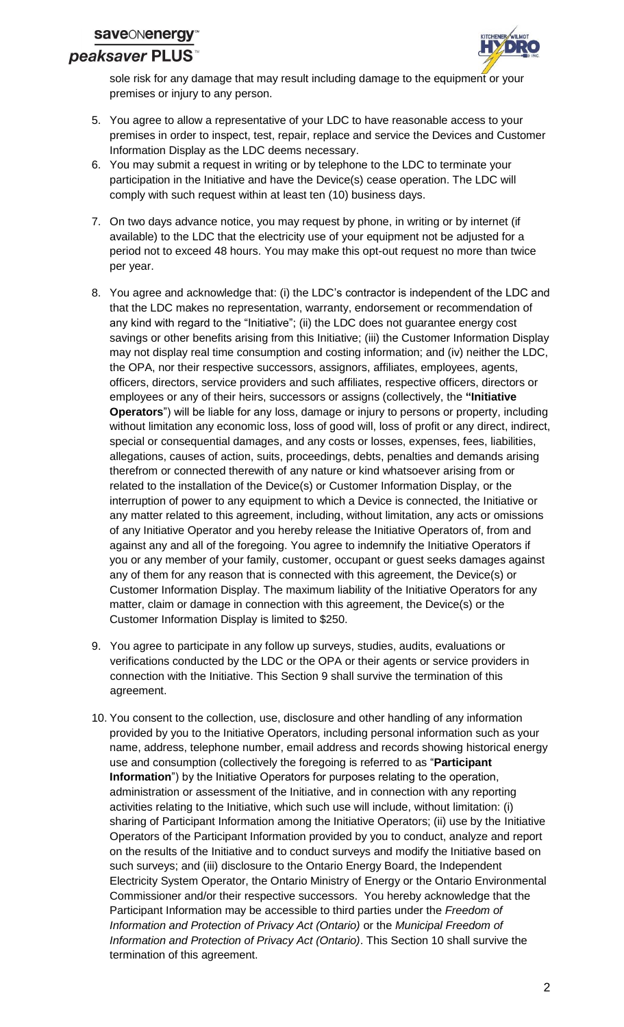sole risk for any damage that may result including damage to the equipment or your premises or injury to any person.

5. You agree to allow a representative of your LDC to have reasonable access to your premises in order to inspect, test, repair, replace and service the Devices and Customer Information Display as the LDC deems necessary.
6. You may submit a request in writing or by telephone to the LDC to terminate your participation in the Initiative and have the Device(s) cease operation. The LDC will comply with such request within at least ten (10) business days.
7. On two days advance notice, you may request by phone, in writing or by internet (if available) to the LDC that the electricity use of your equipment not be adjusted for a period not to exceed 48 hours. You may make this opt-out request no more than twice per year.
8. You agree and acknowledge that: (i) the LDC's contractor is independent of the LDC and that the LDC makes no representation, warranty, endorsement or recommendation of any kind with regard to the "Initiative"; (ii) the LDC does not guarantee energy cost savings or other benefits arising from this Initiative; (iii) the Customer Information Display may not display real time consumption and costing information; and (iv) neither the LDC, the OPA, nor their respective successors, assignors, affiliates, employees, agents, officers, directors, service providers and such affiliates, respective officers, directors or employees or any of their heirs, successors or assigns (collectively, the **"Initiative Operators"**) will be liable for any loss, damage or injury to persons or property, including without limitation any economic loss, loss of good will, loss of profit or any direct, indirect, special or consequential damages, and any costs or losses, expenses, fees, liabilities, allegations, causes of action, suits, proceedings, debts, penalties and demands arising therefrom or connected therewith of any nature or kind whatsoever arising from or related to the installation of the Device(s) or Customer Information Display, or the interruption of power to any equipment to which a Device is connected, the Initiative or any matter related to this agreement, including, without limitation, any acts or omissions of any Initiative Operator and you hereby release the Initiative Operators of, from and against any and all of the foregoing. You agree to indemnify the Initiative Operators if you or any member of your family, customer, occupant or guest seeks damages against any of them for any reason that is connected with this agreement, the Device(s) or Customer Information Display. The maximum liability of the Initiative Operators for any matter, claim or damage in connection with this agreement, the Device(s) or the Customer Information Display is limited to $250.
9. You agree to participate in any follow up surveys, studies, audits, evaluations or verifications conducted by the LDC or the OPA or their agents or service providers in connection with the Initiative. This Section 9 shall survive the termination of this agreement.
10. You consent to the collection, use, disclosure and other handling of any information provided by you to the Initiative Operators, including personal information such as your name, address, telephone number, email address and records showing historical energy use and consumption (collectively the foregoing is referred to as "**Participant Information**") by the Initiative Operators for purposes relating to the operation, administration or assessment of the Initiative, and in connection with any reporting activities relating to the Initiative, which such use will include, without limitation: (i) sharing of Participant Information among the Initiative Operators; (ii) use by the Initiative Operators of the Participant Information provided by you to conduct, analyze and report on the results of the Initiative and to conduct surveys and modify the Initiative based on such surveys; and (iii) disclosure to the Ontario Energy Board, the Independent Electricity System Operator, the Ontario Ministry of Energy or the Ontario Environmental Commissioner and/or their respective successors. You hereby acknowledge that the Participant Information may be accessible to third parties under the *Freedom of Information and Protection of Privacy Act (Ontario)* or the *Municipal Freedom of Information and Protection of Privacy Act (Ontario)*. This Section 10 shall survive the termination of this agreement.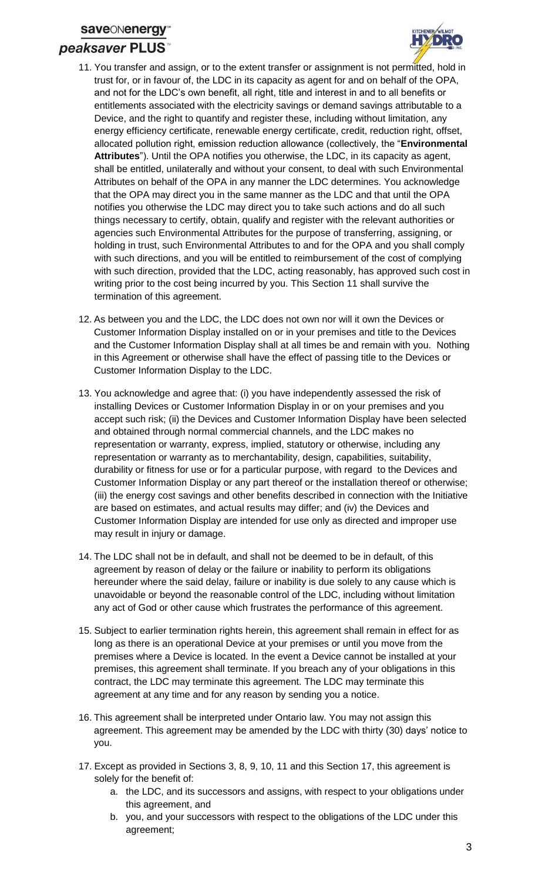11. You transfer and assign, or to the extent transfer or assignment is not permitted, hold in trust for, or in favour of, the LDC in its capacity as agent for and on behalf of the OPA, and not for the LDC's own benefit, all right, title and interest in and to all benefits or entitlements associated with the electricity savings or demand savings attributable to a Device, and the right to quantify and register these, including without limitation, any energy efficiency certificate, renewable energy certificate, credit, reduction right, offset, allocated pollution right, emission reduction allowance (collectively, the "**Environmental Attributes**"). Until the OPA notifies you otherwise, the LDC, in its capacity as agent, shall be entitled, unilaterally and without your consent, to deal with such Environmental Attributes on behalf of the OPA in any manner the LDC determines. You acknowledge that the OPA may direct you in the same manner as the LDC and that until the OPA notifies you otherwise the LDC may direct you to take such actions and do all such things necessary to certify, obtain, qualify and register with the relevant authorities or agencies such Environmental Attributes for the purpose of transferring, assigning, or holding in trust, such Environmental Attributes to and for the OPA and you shall comply with such directions, and you will be entitled to reimbursement of the cost of complying with such direction, provided that the LDC, acting reasonably, has approved such cost in writing prior to the cost being incurred by you. This Section 11 shall survive the termination of this agreement.

12. As between you and the LDC, the LDC does not own nor will it own the Devices or Customer Information Display installed on or in your premises and title to the Devices and the Customer Information Display shall at all times be and remain with you. Nothing in this Agreement or otherwise shall have the effect of passing title to the Devices or Customer Information Display to the LDC.

13. You acknowledge and agree that: (i) you have independently assessed the risk of installing Devices or Customer Information Display in or on your premises and you accept such risk; (ii) the Devices and Customer Information Display have been selected and obtained through normal commercial channels, and the LDC makes no representation or warranty, express, implied, statutory or otherwise, including any representation or warranty as to merchantability, design, capabilities, suitability, durability or fitness for use or for a particular purpose, with regard to the Devices and Customer Information Display or any part thereof or the installation thereof or otherwise; (iii) the energy cost savings and other benefits described in connection with the Initiative are based on estimates, and actual results may differ; and (iv) the Devices and Customer Information Display are intended for use only as directed and improper use may result in injury or damage.

14. The LDC shall not be in default, and shall not be deemed to be in default, of this agreement by reason of delay or the failure or inability to perform its obligations hereunder where the said delay, failure or inability is due solely to any cause which is unavoidable or beyond the reasonable control of the LDC, including without limitation any act of God or other cause which frustrates the performance of this agreement.

15. Subject to earlier termination rights herein, this agreement shall remain in effect for as long as there is an operational Device at your premises or until you move from the premises where a Device is located. In the event a Device cannot be installed at your premises, this agreement shall terminate. If you breach any of your obligations in this contract, the LDC may terminate this agreement. The LDC may terminate this agreement at any time and for any reason by sending you a notice.

16. This agreement shall be interpreted under Ontario law. You may not assign this agreement. This agreement may be amended by the LDC with thirty (30) days' notice to you.

17. Except as provided in Sections 3, 8, 9, 10, 11 and this Section 17, this agreement is solely for the benefit of:
    a. the LDC, and its successors and assigns, with respect to your obligations under this agreement, and
    b. you, and your successors with respect to the obligations of the LDC under this agreement;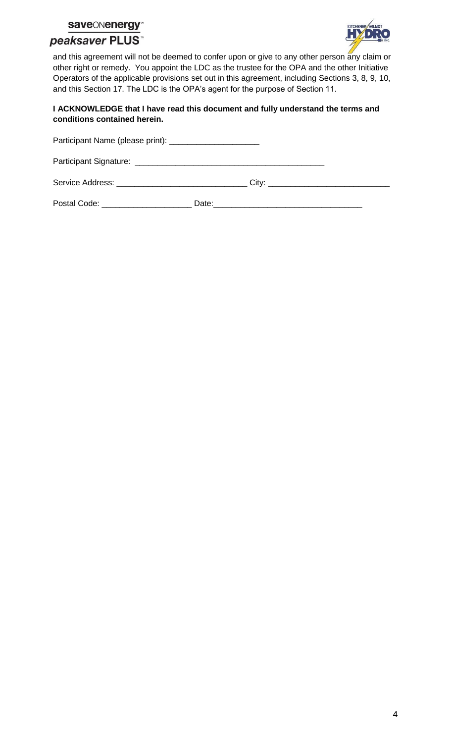and this agreement will not be deemed to confer upon or give to any other person any claim or other right or remedy. You appoint the LDC as the trustee for the OPA and the other Initiative Operators of the applicable provisions set out in this agreement, including Sections 3, 8, 9, 10, and this Section 17. The LDC is the OPA's agent for the purpose of Section 11.

**I ACKNOWLEDGE that I have read this document and fully understand the terms and conditions contained herein.**

Participant Name (please print): ____________________

Participant Signature: ___________________________________________

Service Address: _____________________________ City: ___________________________

Postal Code: ____________________ Date:_________________________________